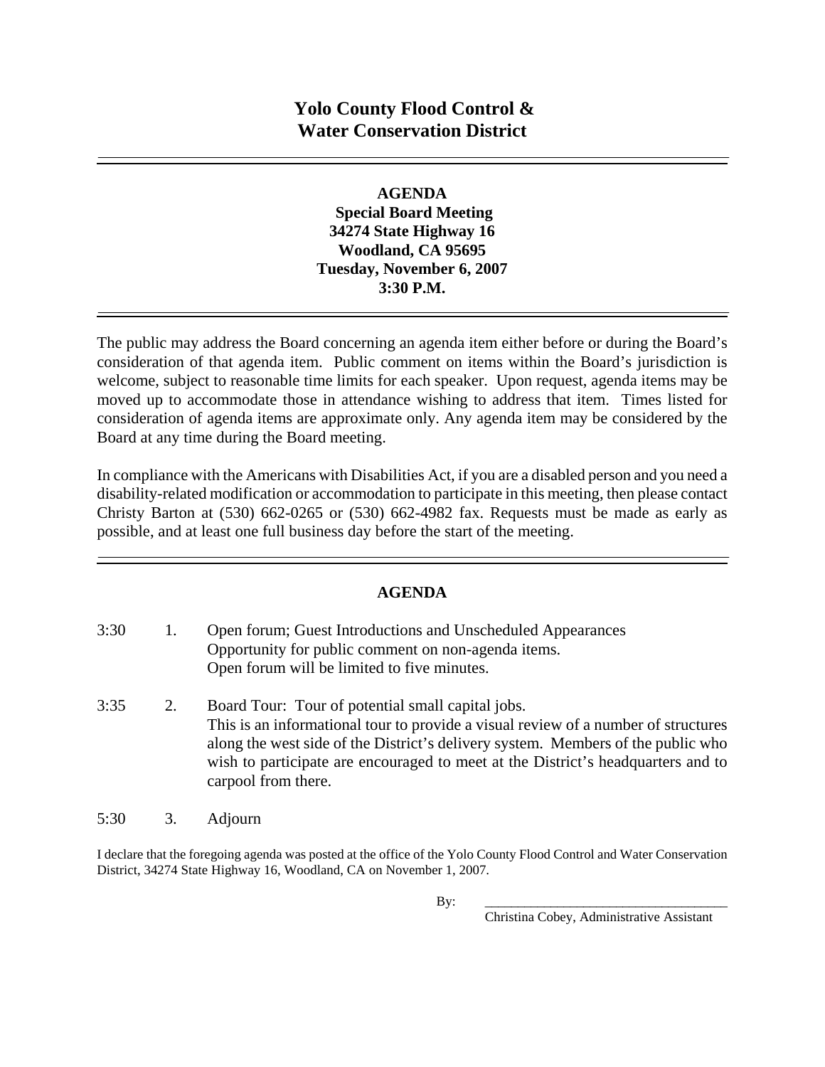# Yolo County Flood Control & Water Conservation District

---

**AGENDA**
**Special Board Meeting**
**34274 State Highway 16**
**Woodland, CA 95695**
**Tuesday, November 6, 2007**
**3:30 P.M.**

---

The public may address the Board concerning an agenda item either before or during the Board's consideration of that agenda item. Public comment on items within the Board's jurisdiction is welcome, subject to reasonable time limits for each speaker. Upon request, agenda items may be moved up to accommodate those in attendance wishing to address that item. Times listed for consideration of agenda items are approximate only. Any agenda item may be considered by the Board at any time during the Board meeting.

In compliance with the Americans with Disabilities Act, if you are a disabled person and you need a disability-related modification or accommodation to participate in this meeting, then please contact Christy Barton at (530) 662-0265 or (530) 662-4982 fax. Requests must be made as early as possible, and at least one full business day before the start of the meeting.

---

## AGENDA

3:30 1. Open forum; Guest Introductions and Unscheduled Appearances
Opportunity for public comment on non-agenda items.
Open forum will be limited to five minutes.

3:35 2. Board Tour: Tour of potential small capital jobs.
This is an informational tour to provide a visual review of a number of structures along the west side of the District's delivery system. Members of the public who wish to participate are encouraged to meet at the District's headquarters and to carpool from there.

5:30 3. Adjourn

I declare that the foregoing agenda was posted at the office of the Yolo County Flood Control and Water Conservation District, 34274 State Highway 16, Woodland, CA on November 1, 2007.

By: \_\_\_\_\_\_\_\_\_\_\_\_\_\_\_\_\_\_\_\_\_\_\_\_\_\_\_\_\_\_\_\_\_\_\_
Christina Cobey, Administrative Assistant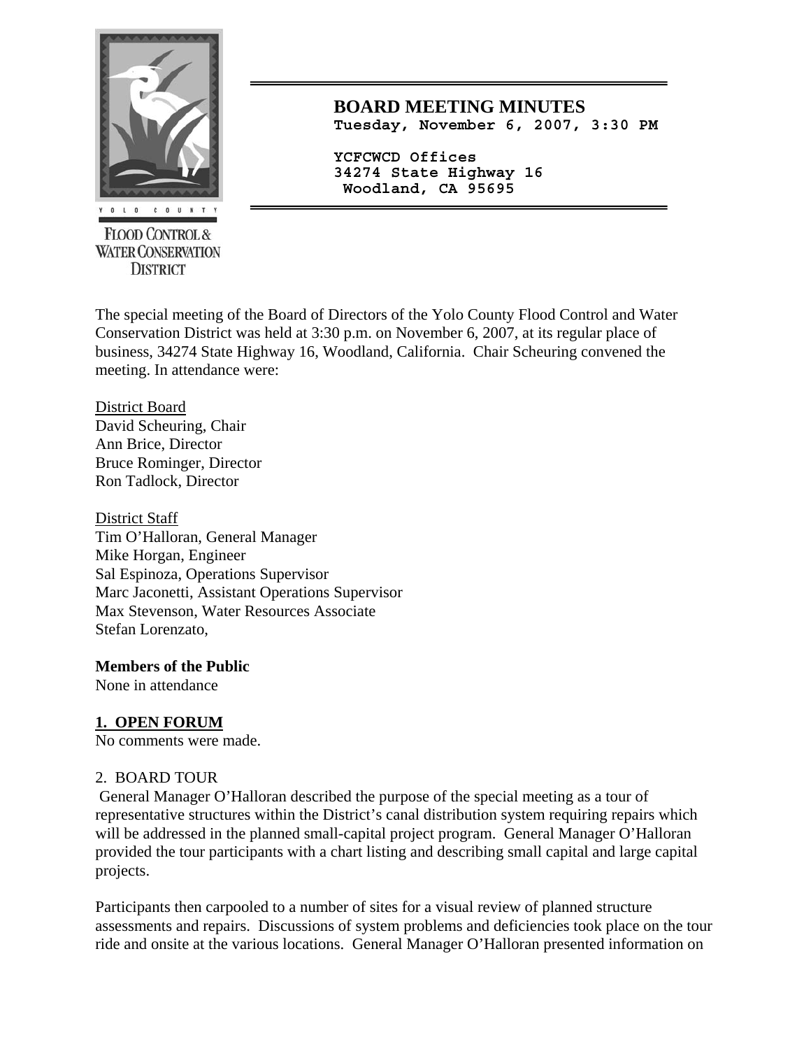FLOOD CONTROL & WATER CONSERVATION DISTRICT

## BOARD MEETING MINUTES

**Tuesday, November 6, 2007, 3:30 PM**

**YCFCWCD Offices**
**34274 State Highway 16**
**Woodland, CA 95695**

The special meeting of the Board of Directors of the Yolo County Flood Control and Water Conservation District was held at 3:30 p.m. on November 6, 2007, at its regular place of business, 34274 State Highway 16, Woodland, California. Chair Scheuring convened the meeting. In attendance were:

District Board
David Scheuring, Chair
Ann Brice, Director
Bruce Rominger, Director
Ron Tadlock, Director

District Staff
Tim O'Halloran, General Manager
Mike Horgan, Engineer
Sal Espinoza, Operations Supervisor
Marc Jaconetti, Assistant Operations Supervisor
Max Stevenson, Water Resources Associate
Stefan Lorenzato,

**Members of the Public**
None in attendance

**1. OPEN FORUM**
No comments were made.

2. BOARD TOUR
General Manager O'Halloran described the purpose of the special meeting as a tour of representative structures within the District's canal distribution system requiring repairs which will be addressed in the planned small-capital project program. General Manager O'Halloran provided the tour participants with a chart listing and describing small capital and large capital projects.

Participants then carpooled to a number of sites for a visual review of planned structure assessments and repairs. Discussions of system problems and deficiencies took place on the tour ride and onsite at the various locations. General Manager O'Halloran presented information on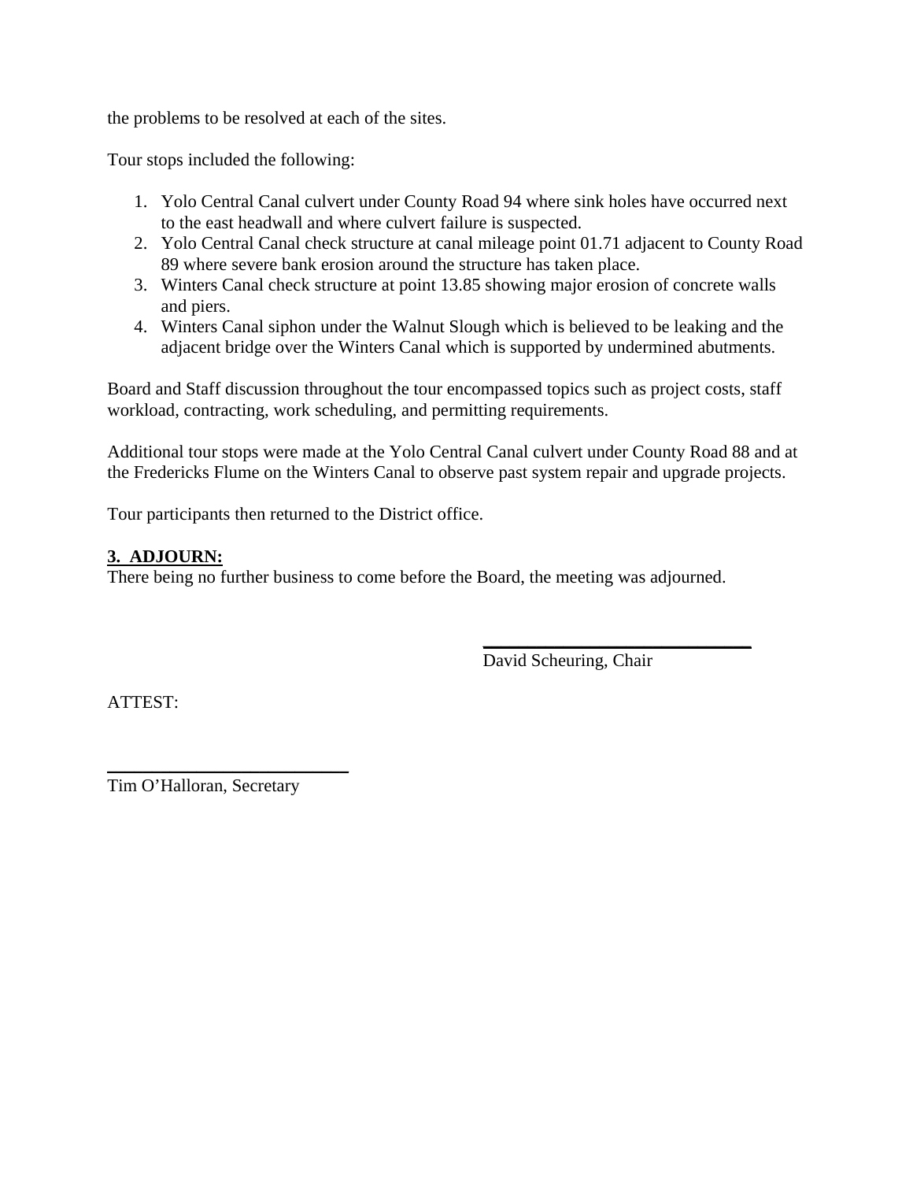the problems to be resolved at each of the sites.

Tour stops included the following:

1. Yolo Central Canal culvert under County Road 94 where sink holes have occurred next to the east headwall and where culvert failure is suspected.
2. Yolo Central Canal check structure at canal mileage point 01.71 adjacent to County Road 89 where severe bank erosion around the structure has taken place.
3. Winters Canal check structure at point 13.85 showing major erosion of concrete walls and piers.
4. Winters Canal siphon under the Walnut Slough which is believed to be leaking and the adjacent bridge over the Winters Canal which is supported by undermined abutments.

Board and Staff discussion throughout the tour encompassed topics such as project costs, staff workload, contracting, work scheduling, and permitting requirements.

Additional tour stops were made at the Yolo Central Canal culvert under County Road 88 and at the Fredericks Flume on the Winters Canal to observe past system repair and upgrade projects.

Tour participants then returned to the District office.

**3. ADJOURN:**

There being no further business to come before the Board, the meeting was adjourned.

\_\_\_\_\_\_\_\_\_\_\_\_\_\_\_\_\_\_\_\_\_\_\_\_\_\_\_\_\_\_
David Scheuring, Chair

ATTEST:

\_\_\_\_\_\_\_\_\_\_\_\_\_\_\_\_\_\_\_\_\_\_\_\_\_\_\_\_\_\_
Tim O'Halloran, Secretary